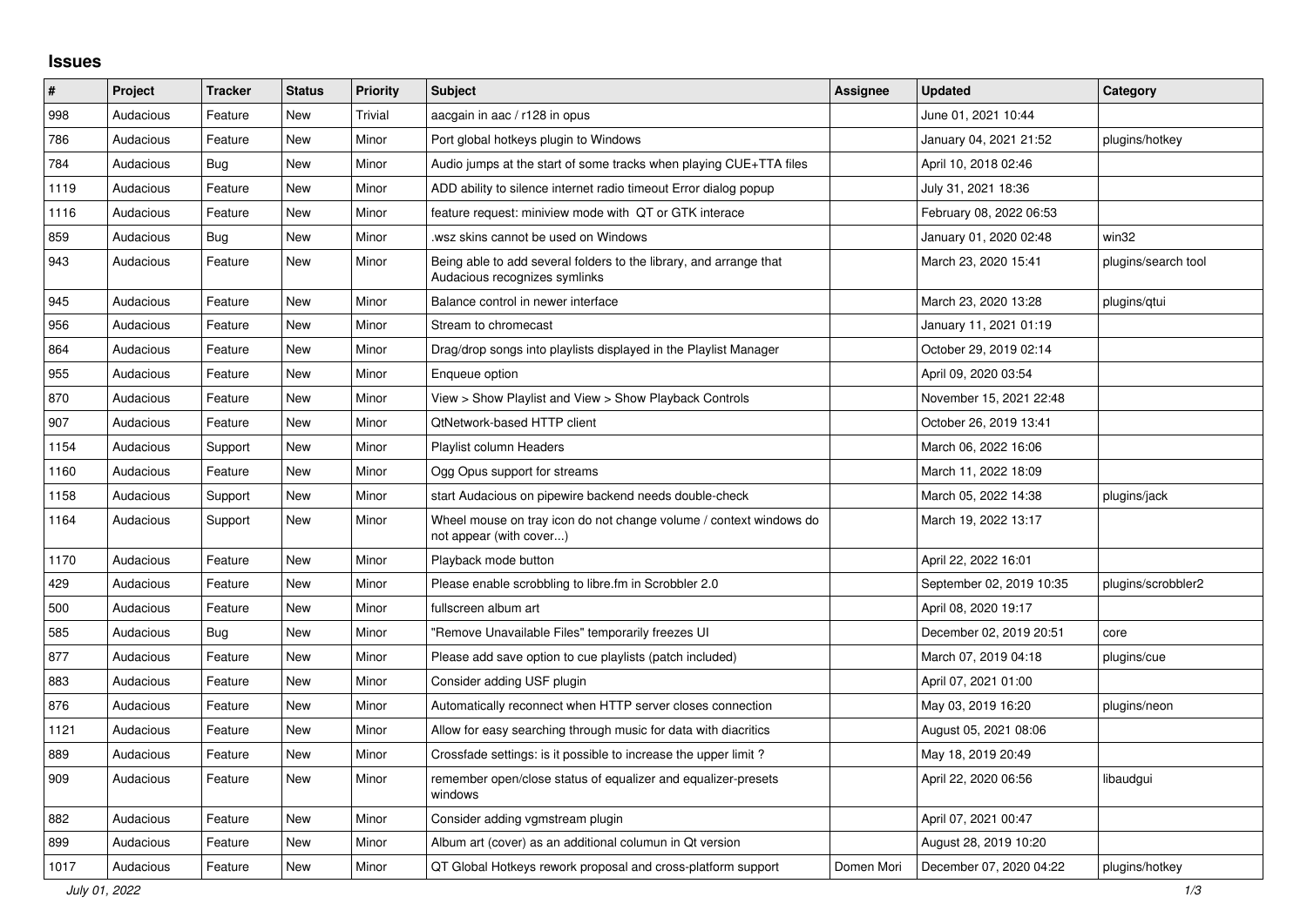# Issues

| # | Project | Tracker | Status | Priority | Subject | Assignee | Updated | Category |
|---|---|---|---|---|---|---|---|---|
| 998 | Audacious | Feature | New | Trivial | aacgain in aac / r128 in opus | | June 01, 2021 10:44 | |
| 786 | Audacious | Feature | New | Minor | Port global hotkeys plugin to Windows | | January 04, 2021 21:52 | plugins/hotkey |
| 784 | Audacious | Bug | New | Minor | Audio jumps at the start of some tracks when playing CUE+TTA files | | April 10, 2018 02:46 | |
| 1119 | Audacious | Feature | New | Minor | ADD ability to silence internet radio timeout Error dialog popup | | July 31, 2021 18:36 | |
| 1116 | Audacious | Feature | New | Minor | feature request: miniview mode with QT or GTK interace | | February 08, 2022 06:53 | |
| 859 | Audacious | Bug | New | Minor | .wsz skins cannot be used on Windows | | January 01, 2020 02:48 | win32 |
| 943 | Audacious | Feature | New | Minor | Being able to add several folders to the library, and arrange that Audacious recognizes symlinks | | March 23, 2020 15:41 | plugins/search tool |
| 945 | Audacious | Feature | New | Minor | Balance control in newer interface | | March 23, 2020 13:28 | plugins/qtui |
| 956 | Audacious | Feature | New | Minor | Stream to chromecast | | January 11, 2021 01:19 | |
| 864 | Audacious | Feature | New | Minor | Drag/drop songs into playlists displayed in the Playlist Manager | | October 29, 2019 02:14 | |
| 955 | Audacious | Feature | New | Minor | Enqueue option | | April 09, 2020 03:54 | |
| 870 | Audacious | Feature | New | Minor | View > Show Playlist and View > Show Playback Controls | | November 15, 2021 22:48 | |
| 907 | Audacious | Feature | New | Minor | QtNetwork-based HTTP client | | October 26, 2019 13:41 | |
| 1154 | Audacious | Support | New | Minor | Playlist column Headers | | March 06, 2022 16:06 | |
| 1160 | Audacious | Feature | New | Minor | Ogg Opus support for streams | | March 11, 2022 18:09 | |
| 1158 | Audacious | Support | New | Minor | start Audacious on pipewire backend needs double-check | | March 05, 2022 14:38 | plugins/jack |
| 1164 | Audacious | Support | New | Minor | Wheel mouse on tray icon do not change volume / context windows do not appear (with cover...) | | March 19, 2022 13:17 | |
| 1170 | Audacious | Feature | New | Minor | Playback mode button | | April 22, 2022 16:01 | |
| 429 | Audacious | Feature | New | Minor | Please enable scrobbling to libre.fm in Scrobbler 2.0 | | September 02, 2019 10:35 | plugins/scrobbler2 |
| 500 | Audacious | Feature | New | Minor | fullscreen album art | | April 08, 2020 19:17 | |
| 585 | Audacious | Bug | New | Minor | "Remove Unavailable Files" temporarily freezes UI | | December 02, 2019 20:51 | core |
| 877 | Audacious | Feature | New | Minor | Please add save option to cue playlists (patch included) | | March 07, 2019 04:18 | plugins/cue |
| 883 | Audacious | Feature | New | Minor | Consider adding USF plugin | | April 07, 2021 01:00 | |
| 876 | Audacious | Feature | New | Minor | Automatically reconnect when HTTP server closes connection | | May 03, 2019 16:20 | plugins/neon |
| 1121 | Audacious | Feature | New | Minor | Allow for easy searching through music for data with diacritics | | August 05, 2021 08:06 | |
| 889 | Audacious | Feature | New | Minor | Crossfade settings: is it possible to increase the upper limit ? | | May 18, 2019 20:49 | |
| 909 | Audacious | Feature | New | Minor | remember open/close status of equalizer and equalizer-presets windows | | April 22, 2020 06:56 | libaudgui |
| 882 | Audacious | Feature | New | Minor | Consider adding vgmstream plugin | | April 07, 2021 00:47 | |
| 899 | Audacious | Feature | New | Minor | Album art (cover) as an additional columun in Qt version | | August 28, 2019 10:20 | |
| 1017 | Audacious | Feature | New | Minor | QT Global Hotkeys rework proposal and cross-platform support | Domen Mori | December 07, 2020 04:22 | plugins/hotkey |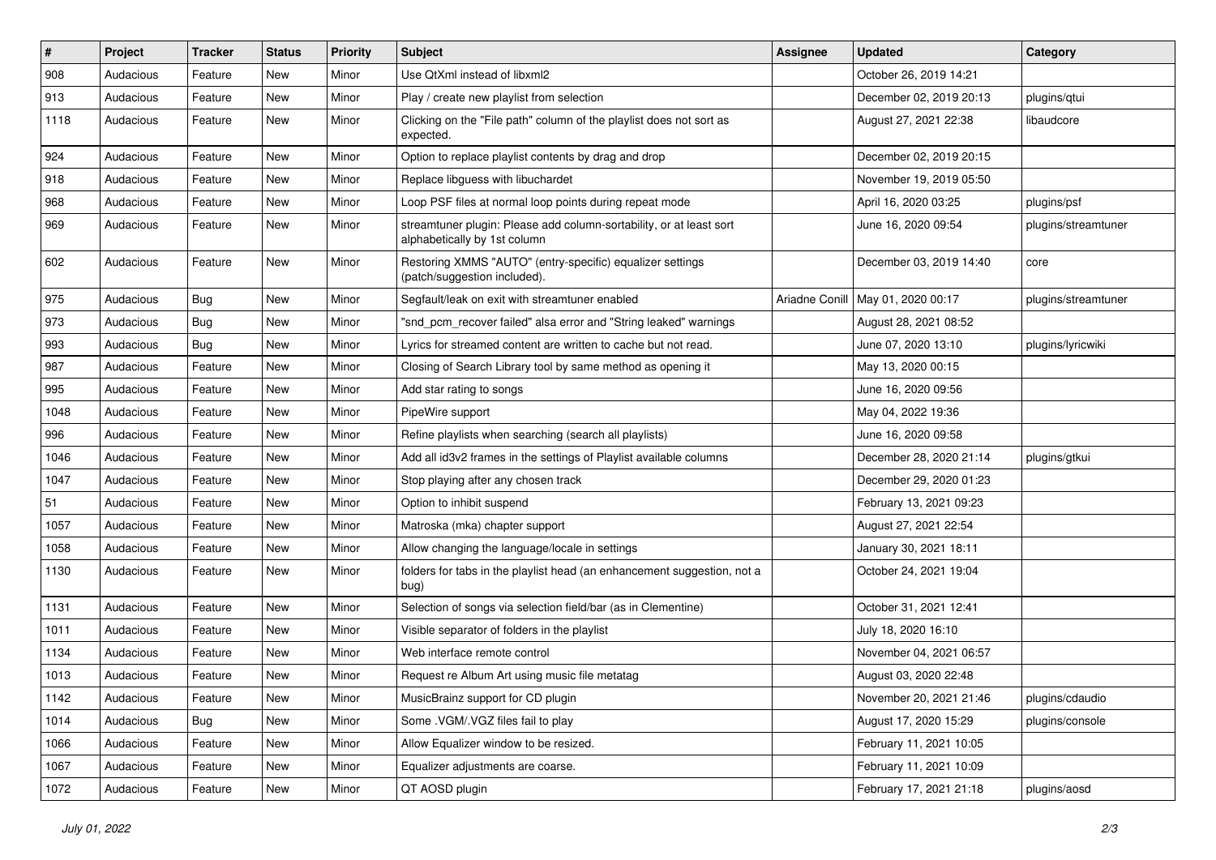| # | Project | Tracker | Status | Priority | Subject | Assignee | Updated | Category |
|---|---|---|---|---|---|---|---|---|
| 908 | Audacious | Feature | New | Minor | Use QtXml instead of libxml2 | | October 26, 2019 14:21 | |
| 913 | Audacious | Feature | New | Minor | Play / create new playlist from selection | | December 02, 2019 20:13 | plugins/qtui |
| 1118 | Audacious | Feature | New | Minor | Clicking on the "File path" column of the playlist does not sort as expected. | | August 27, 2021 22:38 | libaudcore |
| 924 | Audacious | Feature | New | Minor | Option to replace playlist contents by drag and drop | | December 02, 2019 20:15 | |
| 918 | Audacious | Feature | New | Minor | Replace libguess with libuchardet | | November 19, 2019 05:50 | |
| 968 | Audacious | Feature | New | Minor | Loop PSF files at normal loop points during repeat mode | | April 16, 2020 03:25 | plugins/psf |
| 969 | Audacious | Feature | New | Minor | streamtuner plugin: Please add column-sortability, or at least sort alphabetically by 1st column | | June 16, 2020 09:54 | plugins/streamtuner |
| 602 | Audacious | Feature | New | Minor | Restoring XMMS "AUTO" (entry-specific) equalizer settings (patch/suggestion included). | | December 03, 2019 14:40 | core |
| 975 | Audacious | Bug | New | Minor | Segfault/leak on exit with streamtuner enabled | Ariadne Conill | May 01, 2020 00:17 | plugins/streamtuner |
| 973 | Audacious | Bug | New | Minor | "snd_pcm_recover failed" alsa error and "String leaked" warnings | | August 28, 2021 08:52 | |
| 993 | Audacious | Bug | New | Minor | Lyrics for streamed content are written to cache but not read. | | June 07, 2020 13:10 | plugins/lyricwiki |
| 987 | Audacious | Feature | New | Minor | Closing of Search Library tool by same method as opening it | | May 13, 2020 00:15 | |
| 995 | Audacious | Feature | New | Minor | Add star rating to songs | | June 16, 2020 09:56 | |
| 1048 | Audacious | Feature | New | Minor | PipeWire support | | May 04, 2022 19:36 | |
| 996 | Audacious | Feature | New | Minor | Refine playlists when searching (search all playlists) | | June 16, 2020 09:58 | |
| 1046 | Audacious | Feature | New | Minor | Add all id3v2 frames in the settings of Playlist available columns | | December 28, 2020 21:14 | plugins/gtkui |
| 1047 | Audacious | Feature | New | Minor | Stop playing after any chosen track | | December 29, 2020 01:23 | |
| 51 | Audacious | Feature | New | Minor | Option to inhibit suspend | | February 13, 2021 09:23 | |
| 1057 | Audacious | Feature | New | Minor | Matroska (mka) chapter support | | August 27, 2021 22:54 | |
| 1058 | Audacious | Feature | New | Minor | Allow changing the language/locale in settings | | January 30, 2021 18:11 | |
| 1130 | Audacious | Feature | New | Minor | folders for tabs in the playlist head (an enhancement suggestion, not a bug) | | October 24, 2021 19:04 | |
| 1131 | Audacious | Feature | New | Minor | Selection of songs via selection field/bar (as in Clementine) | | October 31, 2021 12:41 | |
| 1011 | Audacious | Feature | New | Minor | Visible separator of folders in the playlist | | July 18, 2020 16:10 | |
| 1134 | Audacious | Feature | New | Minor | Web interface remote control | | November 04, 2021 06:57 | |
| 1013 | Audacious | Feature | New | Minor | Request re Album Art using music file metatag | | August 03, 2020 22:48 | |
| 1142 | Audacious | Feature | New | Minor | MusicBrainz support for CD plugin | | November 20, 2021 21:46 | plugins/cdaudio |
| 1014 | Audacious | Bug | New | Minor | Some .VGM/.VGZ files fail to play | | August 17, 2020 15:29 | plugins/console |
| 1066 | Audacious | Feature | New | Minor | Allow Equalizer window to be resized. | | February 11, 2021 10:05 | |
| 1067 | Audacious | Feature | New | Minor | Equalizer adjustments are coarse. | | February 11, 2021 10:09 | |
| 1072 | Audacious | Feature | New | Minor | QT AOSD plugin | | February 17, 2021 21:18 | plugins/aosd |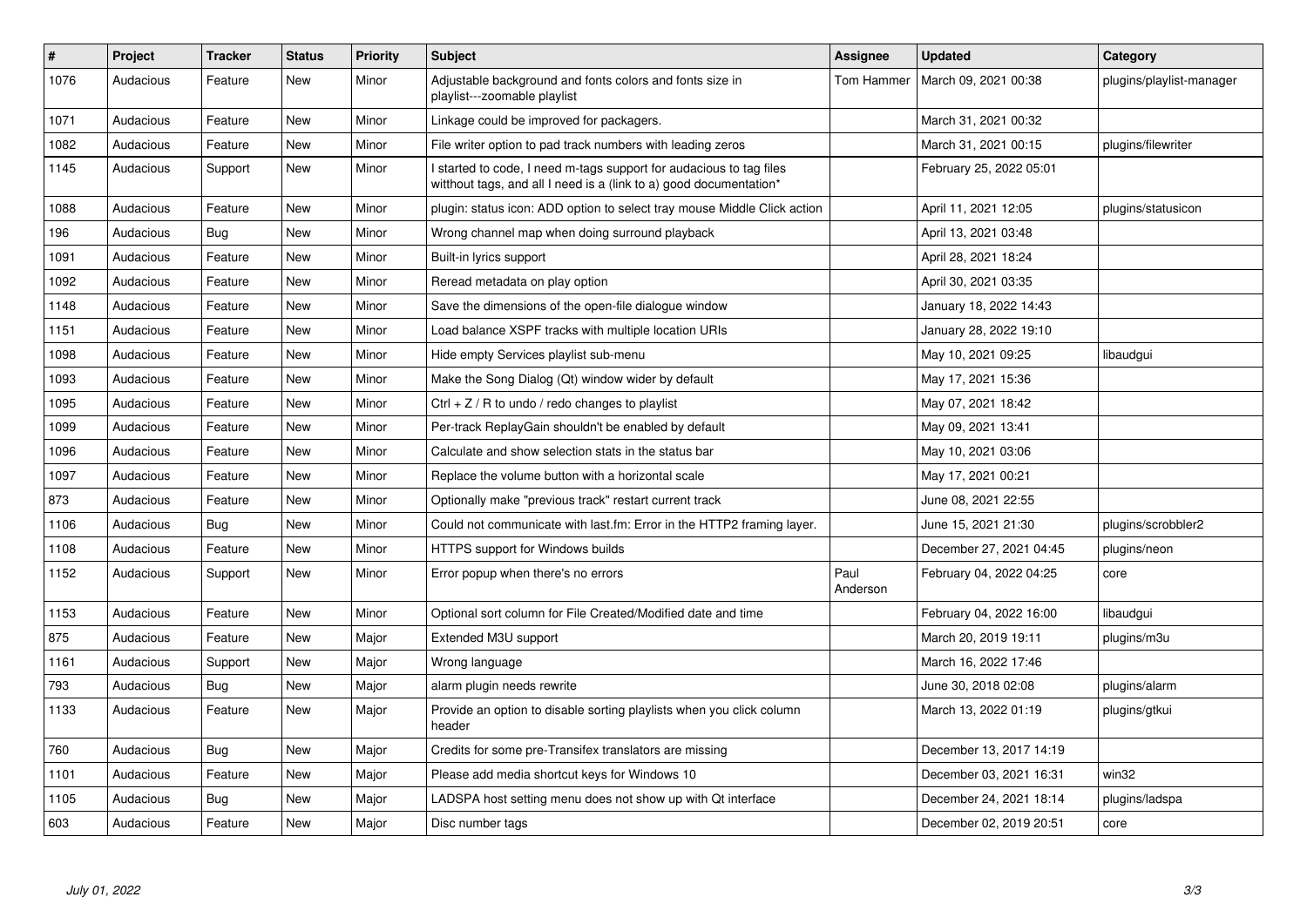| # | Project | Tracker | Status | Priority | Subject | Assignee | Updated | Category |
| --- | --- | --- | --- | --- | --- | --- | --- | --- |
| 1076 | Audacious | Feature | New | Minor | Adjustable background and fonts colors and fonts size in playlist---zoomable playlist | Tom Hammer | March 09, 2021 00:38 | plugins/playlist-manager |
| 1071 | Audacious | Feature | New | Minor | Linkage could be improved for packagers. | | March 31, 2021 00:32 | |
| 1082 | Audacious | Feature | New | Minor | File writer option to pad track numbers with leading zeros | | March 31, 2021 00:15 | plugins/filewriter |
| 1145 | Audacious | Support | New | Minor | I started to code, I need m-tags support for audacious to tag files witthout tags, and all I need is a (link to a) good documentation* | | February 25, 2022 05:01 | |
| 1088 | Audacious | Feature | New | Minor | plugin: status icon: ADD option to select tray mouse Middle Click action | | April 11, 2021 12:05 | plugins/statusicon |
| 196 | Audacious | Bug | New | Minor | Wrong channel map when doing surround playback | | April 13, 2021 03:48 | |
| 1091 | Audacious | Feature | New | Minor | Built-in lyrics support | | April 28, 2021 18:24 | |
| 1092 | Audacious | Feature | New | Minor | Reread metadata on play option | | April 30, 2021 03:35 | |
| 1148 | Audacious | Feature | New | Minor | Save the dimensions of the open-file dialogue window | | January 18, 2022 14:43 | |
| 1151 | Audacious | Feature | New | Minor | Load balance XSPF tracks with multiple location URIs | | January 28, 2022 19:10 | |
| 1098 | Audacious | Feature | New | Minor | Hide empty Services playlist sub-menu | | May 10, 2021 09:25 | libaudgui |
| 1093 | Audacious | Feature | New | Minor | Make the Song Dialog (Qt) window wider by default | | May 17, 2021 15:36 | |
| 1095 | Audacious | Feature | New | Minor | Ctrl + Z / R to undo / redo changes to playlist | | May 07, 2021 18:42 | |
| 1099 | Audacious | Feature | New | Minor | Per-track ReplayGain shouldn't be enabled by default | | May 09, 2021 13:41 | |
| 1096 | Audacious | Feature | New | Minor | Calculate and show selection stats in the status bar | | May 10, 2021 03:06 | |
| 1097 | Audacious | Feature | New | Minor | Replace the volume button with a horizontal scale | | May 17, 2021 00:21 | |
| 873 | Audacious | Feature | New | Minor | Optionally make "previous track" restart current track | | June 08, 2021 22:55 | |
| 1106 | Audacious | Bug | New | Minor | Could not communicate with last.fm: Error in the HTTP2 framing layer. | | June 15, 2021 21:30 | plugins/scrobbler2 |
| 1108 | Audacious | Feature | New | Minor | HTTPS support for Windows builds | | December 27, 2021 04:45 | plugins/neon |
| 1152 | Audacious | Support | New | Minor | Error popup when there's no errors | Paul Anderson | February 04, 2022 04:25 | core |
| 1153 | Audacious | Feature | New | Minor | Optional sort column for File Created/Modified date and time | | February 04, 2022 16:00 | libaudgui |
| 875 | Audacious | Feature | New | Major | Extended M3U support | | March 20, 2019 19:11 | plugins/m3u |
| 1161 | Audacious | Support | New | Major | Wrong language | | March 16, 2022 17:46 | |
| 793 | Audacious | Bug | New | Major | alarm plugin needs rewrite | | June 30, 2018 02:08 | plugins/alarm |
| 1133 | Audacious | Feature | New | Major | Provide an option to disable sorting playlists when you click column header | | March 13, 2022 01:19 | plugins/gtkui |
| 760 | Audacious | Bug | New | Major | Credits for some pre-Transifex translators are missing | | December 13, 2017 14:19 | |
| 1101 | Audacious | Feature | New | Major | Please add media shortcut keys for Windows 10 | | December 03, 2021 16:31 | win32 |
| 1105 | Audacious | Bug | New | Major | LADSPA host setting menu does not show up with Qt interface | | December 24, 2021 18:14 | plugins/ladspa |
| 603 | Audacious | Feature | New | Major | Disc number tags | | December 02, 2019 20:51 | core |